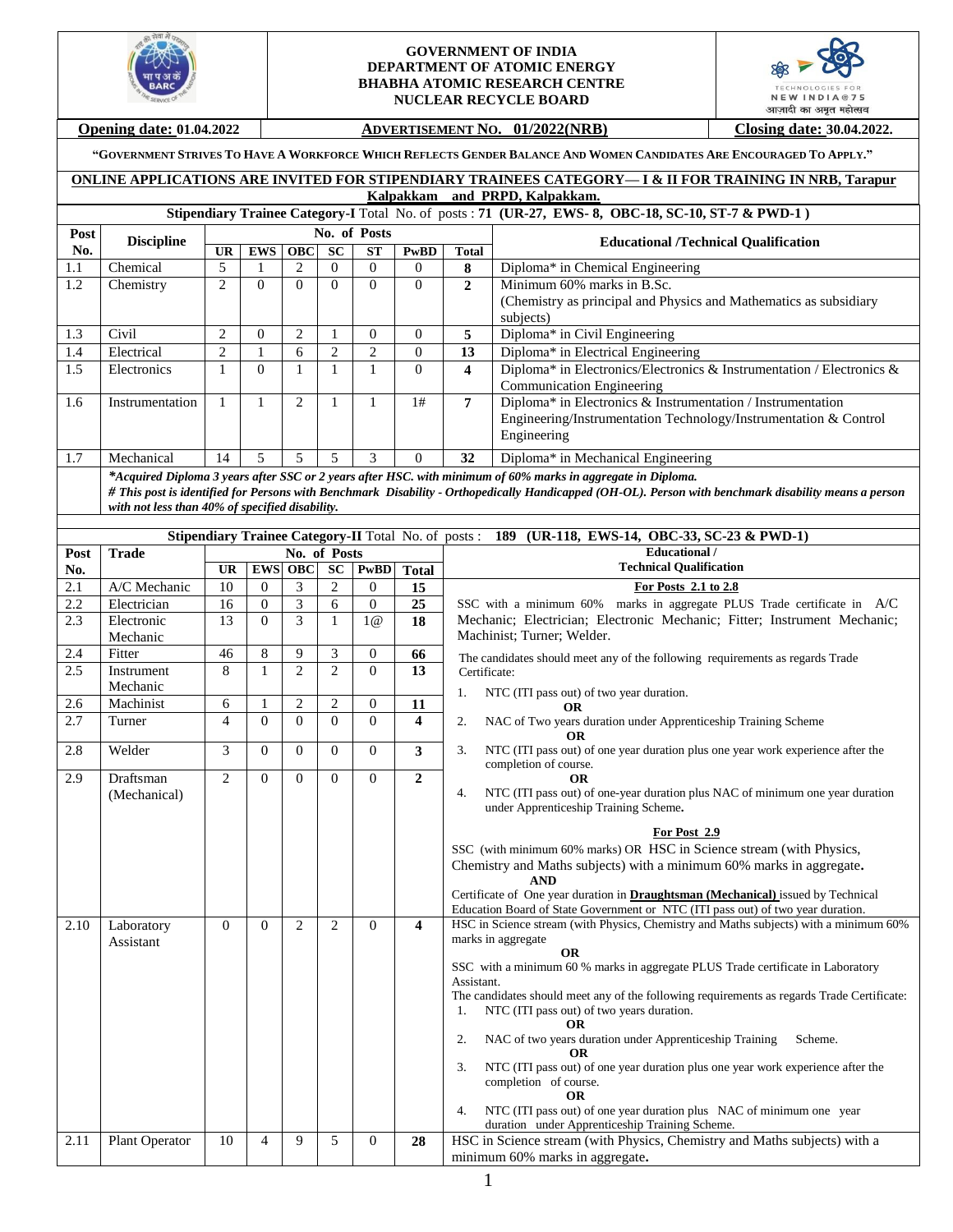**GOVERNMENT OF INDIA**
**DEPARTMENT OF ATOMIC ENERGY**
**BHABHA ATOMIC RESEARCH CENTRE**
**NUCLEAR RECYCLE BOARD**

**Opening date: 01.04.2022** | **ADVERTISEMENT NO. 01/2022(NRB)** | **Closing date: 30.04.2022.**

**"GOVERNMENT STRIVES TO HAVE A WORKFORCE WHICH REFLECTS GENDER BALANCE AND WOMEN CANDIDATES ARE ENCOURAGED TO APPLY."**

## ONLINE APPLICATIONS ARE INVITED FOR STIPENDIARY TRAINEES CATEGORY— I & II FOR TRAINING IN NRB, Tarapur Kalpakkam and PRPD, Kalpakkam.

### Stipendiary Trainee Category-I Total No. of posts : 71 (UR-27, EWS- 8, OBC-18, SC-10, ST-7 & PWD-1 )

| Post No. | Discipline | No. of Posts | | | | | | | Educational /Technical Qualification |
|---|---|---|---|---|---|---|---|---|---|
| | | UR | EWS | OBC | SC | ST | PwBD | Total | |
| 1.1 | Chemical | 5 | 1 | 2 | 0 | 0 | 0 | **8** | Diploma* in Chemical Engineering |
| 1.2 | Chemistry | 2 | 0 | 0 | 0 | 0 | 0 | **2** | Minimum 60% marks in B.Sc. (Chemistry as principal and Physics and Mathematics as subsidiary subjects) |
| 1.3 | Civil | 2 | 0 | 2 | 1 | 0 | 0 | **5** | Diploma* in Civil Engineering |
| 1.4 | Electrical | 2 | 1 | 6 | 2 | 2 | 0 | **13** | Diploma* in Electrical Engineering |
| 1.5 | Electronics | 1 | 0 | 1 | 1 | 1 | 0 | **4** | Diploma* in Electronics/Electronics & Instrumentation / Electronics & Communication Engineering |
| 1.6 | Instrumentation | 1 | 1 | 2 | 1 | 1 | 1# | **7** | Diploma* in Electronics & Instrumentation / Instrumentation Engineering/Instrumentation Technology/Instrumentation & Control Engineering |
| 1.7 | Mechanical | 14 | 5 | 5 | 5 | 3 | 0 | **32** | Diploma* in Mechanical Engineering |

***Acquired Diploma 3 years after SSC or 2 years after HSC. with minimum of 60% marks in aggregate in Diploma.***
***# This post is identified for Persons with Benchmark Disability - Orthopedically Handicapped (OH-OL). Person with benchmark disability means a person with not less than 40% of specified disability.***

### Stipendiary Trainee Category-II Total No. of posts : 189 (UR-118, EWS-14, OBC-33, SC-23 & PWD-1)

| Post No. | Trade | No. of Posts | | | | | | Educational / Technical Qualification |
|---|---|---|---|---|---|---|---|---|
| | | UR | EWS | OBC | SC | PwBD | Total | |
| 2.1 | A/C Mechanic | 10 | 0 | 3 | 2 | 0 | **15** | **For Posts 2.1 to 2.8** SSC with a minimum 60% marks in aggregate PLUS Trade certificate in A/C Mechanic; Electrician; Electronic Mechanic; Fitter; Instrument Mechanic; Machinist; Turner; Welder. The candidates should meet any of the following requirements as regards Trade Certificate: 1. NTC (ITI pass out) of two year duration. **OR** 2. NAC of Two years duration under Apprenticeship Training Scheme **OR** 3. NTC (ITI pass out) of one year duration plus one year work experience after the completion of course. **OR** 4. NTC (ITI pass out) of one-year duration plus NAC of minimum one year duration under Apprenticeship Training Scheme. |
| 2.2 | Electrician | 16 | 0 | 3 | 6 | 0 | **25** | |
| 2.3 | Electronic Mechanic | 13 | 0 | 3 | 1 | 1@ | **18** | |
| 2.4 | Fitter | 46 | 8 | 9 | 3 | 0 | **66** | |
| 2.5 | Instrument Mechanic | 8 | 1 | 2 | 2 | 0 | **13** | |
| 2.6 | Machinist | 6 | 1 | 2 | 2 | 0 | **11** | |
| 2.7 | Turner | 4 | 0 | 0 | 0 | 0 | **4** | |
| 2.8 | Welder | 3 | 0 | 0 | 0 | 0 | **3** | |
| 2.9 | Draftsman (Mechanical) | 2 | 0 | 0 | 0 | 0 | **2** | **For Post 2.9** SSC (with minimum 60% marks) OR HSC in Science stream (with Physics, Chemistry and Maths subjects) with a minimum 60% marks in aggregate. **AND** Certificate of One year duration in **Draughtsman (Mechanical)** issued by Technical Education Board of State Government or NTC (ITI pass out) of two year duration. |
| 2.10 | Laboratory Assistant | 0 | 0 | 2 | 2 | 0 | **4** | HSC in Science stream (with Physics, Chemistry and Maths subjects) with a minimum 60% marks in aggregate **OR** SSC with a minimum 60 % marks in aggregate PLUS Trade certificate in Laboratory Assistant. The candidates should meet any of the following requirements as regards Trade Certificate: 1. NTC (ITI pass out) of two years duration. **OR** 2. NAC of two years duration under Apprenticeship Training Scheme. **OR** 3. NTC (ITI pass out) of one year duration plus one year work experience after the completion of course. **OR** 4. NTC (ITI pass out) of one year duration plus NAC of minimum one year duration under Apprenticeship Training Scheme. |
| 2.11 | Plant Operator | 10 | 4 | 9 | 5 | 0 | **28** | HSC in Science stream (with Physics, Chemistry and Maths subjects) with a minimum 60% marks in aggregate. |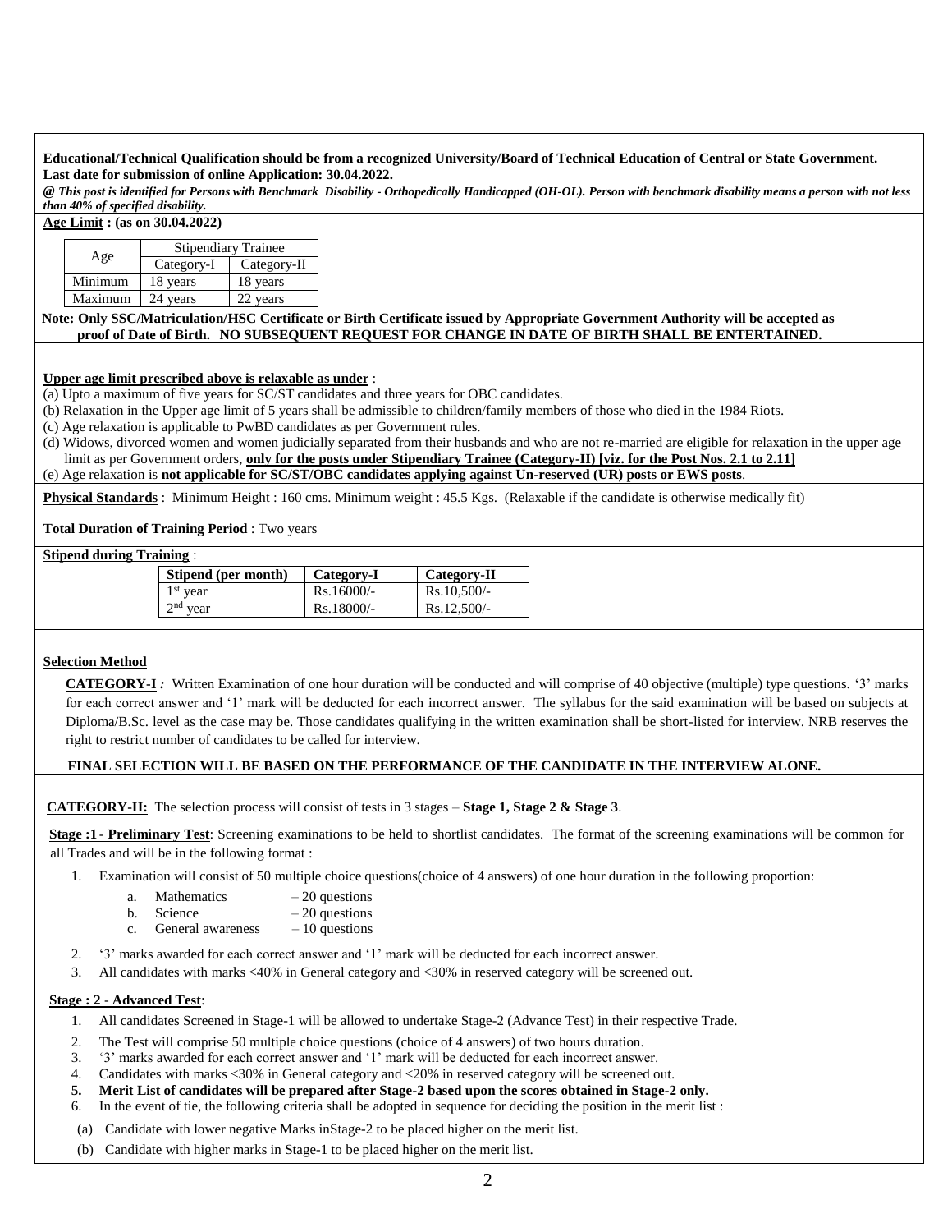**Educational/Technical Qualification should be from a recognized University/Board of Technical Education of Central or State Government.**
**Last date for submission of online Application: 30.04.2022.**

***@ This post is identified for Persons with Benchmark Disability - Orthopedically Handicapped (OH-OL). Person with benchmark disability means a person with not less than 40% of specified disability.***

**Age Limit : (as on 30.04.2022)**

| Age | Stipendiary Trainee | |
|---|---|---|
| | Category-I | Category-II |
| Minimum | 18 years | 18 years |
| Maximum | 24 years | 22 years |

**Note: Only SSC/Matriculation/HSC Certificate or Birth Certificate issued by Appropriate Government Authority will be accepted as proof of Date of Birth. NO SUBSEQUENT REQUEST FOR CHANGE IN DATE OF BIRTH SHALL BE ENTERTAINED.**

**Upper age limit prescribed above is relaxable as under** :

(a) Upto a maximum of five years for SC/ST candidates and three years for OBC candidates.

(b) Relaxation in the Upper age limit of 5 years shall be admissible to children/family members of those who died in the 1984 Riots.

(c) Age relaxation is applicable to PwBD candidates as per Government rules.

(d) Widows, divorced women and women judicially separated from their husbands and who are not re-married are eligible for relaxation in the upper age limit as per Government orders, **only for the posts under Stipendiary Trainee (Category-II) [viz. for the Post Nos. 2.1 to 2.11]**

(e) Age relaxation is **not applicable for SC/ST/OBC candidates applying against Un-reserved (UR) posts or EWS posts**.

**Physical Standards** : Minimum Height : 160 cms. Minimum weight : 45.5 Kgs. (Relaxable if the candidate is otherwise medically fit)

**Total Duration of Training Period** : Two years

**Stipend during Training** :

| Stipend (per month) | Category-I | Category-II |
|---|---|---|
| 1st year | Rs.16000/- | Rs.10,500/- |
| 2nd year | Rs.18000/- | Rs.12,500/- |

**Selection Method**

**CATEGORY-I** *:* Written Examination of one hour duration will be conducted and will comprise of 40 objective (multiple) type questions. '3' marks for each correct answer and '1' mark will be deducted for each incorrect answer. The syllabus for the said examination will be based on subjects at Diploma/B.Sc. level as the case may be. Those candidates qualifying in the written examination shall be short-listed for interview. NRB reserves the right to restrict number of candidates to be called for interview.

**FINAL SELECTION WILL BE BASED ON THE PERFORMANCE OF THE CANDIDATE IN THE INTERVIEW ALONE.**

**CATEGORY-II:** The selection process will consist of tests in 3 stages – **Stage 1, Stage 2 & Stage 3**.

**Stage :1 - Preliminary Test**: Screening examinations to be held to shortlist candidates. The format of the screening examinations will be common for all Trades and will be in the following format :

1. Examination will consist of 50 multiple choice questions(choice of 4 answers) of one hour duration in the following proportion:
   a. Mathematics – 20 questions
   b. Science – 20 questions
   c. General awareness – 10 questions
2. '3' marks awarded for each correct answer and '1' mark will be deducted for each incorrect answer.
3. All candidates with marks <40% in General category and <30% in reserved category will be screened out.

**Stage : 2 - Advanced Test**:

1. All candidates Screened in Stage-1 will be allowed to undertake Stage-2 (Advance Test) in their respective Trade.
2. The Test will comprise 50 multiple choice questions (choice of 4 answers) of two hours duration.
3. '3' marks awarded for each correct answer and '1' mark will be deducted for each incorrect answer.
4. Candidates with marks <30% in General category and <20% in reserved category will be screened out.
5. **Merit List of candidates will be prepared after Stage-2 based upon the scores obtained in Stage-2 only.**
6. In the event of tie, the following criteria shall be adopted in sequence for deciding the position in the merit list :

(a) Candidate with lower negative Marks inStage-2 to be placed higher on the merit list.

(b) Candidate with higher marks in Stage-1 to be placed higher on the merit list.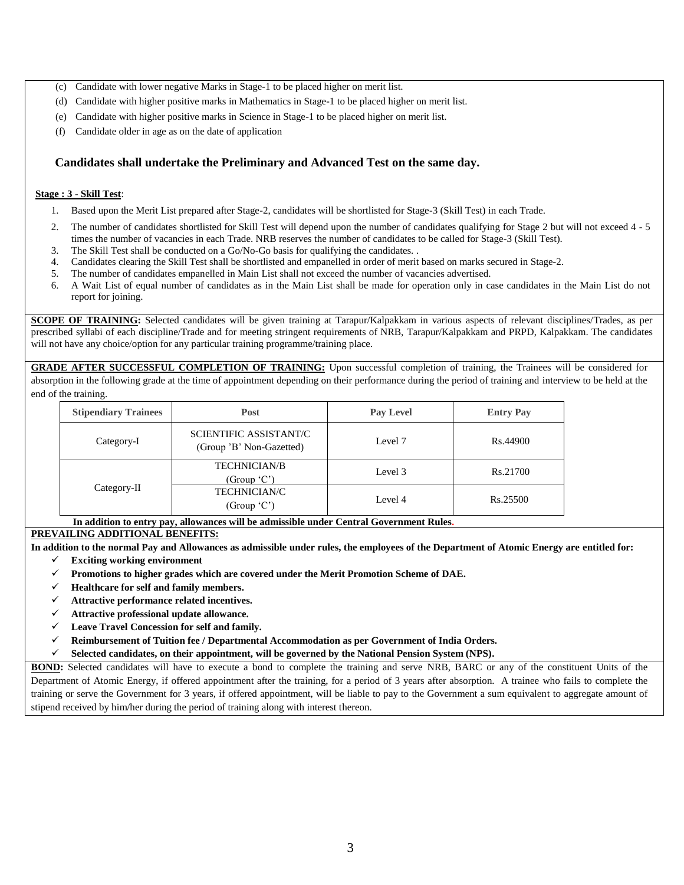(c) Candidate with lower negative Marks in Stage-1 to be placed higher on merit list.

(d) Candidate with higher positive marks in Mathematics in Stage-1 to be placed higher on merit list.

(e) Candidate with higher positive marks in Science in Stage-1 to be placed higher on merit list.

(f) Candidate older in age as on the date of application

**Candidates shall undertake the Preliminary and Advanced Test on the same day.**

**Stage : 3 - Skill Test**:

1. Based upon the Merit List prepared after Stage-2, candidates will be shortlisted for Stage-3 (Skill Test) in each Trade.
2. The number of candidates shortlisted for Skill Test will depend upon the number of candidates qualifying for Stage 2 but will not exceed 4 - 5 times the number of vacancies in each Trade. NRB reserves the number of candidates to be called for Stage-3 (Skill Test).
3. The Skill Test shall be conducted on a Go/No-Go basis for qualifying the candidates. .
4. Candidates clearing the Skill Test shall be shortlisted and empanelled in order of merit based on marks secured in Stage-2.
5. The number of candidates empanelled in Main List shall not exceed the number of vacancies advertised.
6. A Wait List of equal number of candidates as in the Main List shall be made for operation only in case candidates in the Main List do not report for joining.

**SCOPE OF TRAINING:** Selected candidates will be given training at Tarapur/Kalpakkam in various aspects of relevant disciplines/Trades, as per prescribed syllabi of each discipline/Trade and for meeting stringent requirements of NRB, Tarapur/Kalpakkam and PRPD, Kalpakkam. The candidates will not have any choice/option for any particular training programme/training place.

**GRADE AFTER SUCCESSFUL COMPLETION OF TRAINING:** Upon successful completion of training, the Trainees will be considered for absorption in the following grade at the time of appointment depending on their performance during the period of training and interview to be held at the end of the training.

| Stipendiary Trainees | Post | Pay Level | Entry Pay |
|---|---|---|---|
| Category-I | SCIENTIFIC ASSISTANT/C (Group 'B' Non-Gazetted) | Level 7 | Rs.44900 |
| Category-II | TECHNICIAN/B (Group 'C') | Level 3 | Rs.21700 |
| | TECHNICIAN/C (Group 'C') | Level 4 | Rs.25500 |

**In addition to entry pay, allowances will be admissible under Central Government Rules.**

**PREVAILING ADDITIONAL BENEFITS:**

**In addition to the normal Pay and Allowances as admissible under rules, the employees of the Department of Atomic Energy are entitled for:**

- ✓ **Exciting working environment**
- ✓ **Promotions to higher grades which are covered under the Merit Promotion Scheme of DAE.**
- ✓ **Healthcare for self and family members.**
- ✓ **Attractive performance related incentives.**
- ✓ **Attractive professional update allowance.**
- ✓ **Leave Travel Concession for self and family.**
- ✓ **Reimbursement of Tuition fee / Departmental Accommodation as per Government of India Orders.**
- ✓ **Selected candidates, on their appointment, will be governed by the National Pension System (NPS).**

**BOND:** Selected candidates will have to execute a bond to complete the training and serve NRB, BARC or any of the constituent Units of the Department of Atomic Energy, if offered appointment after the training, for a period of 3 years after absorption. A trainee who fails to complete the training or serve the Government for 3 years, if offered appointment, will be liable to pay to the Government a sum equivalent to aggregate amount of stipend received by him/her during the period of training along with interest thereon.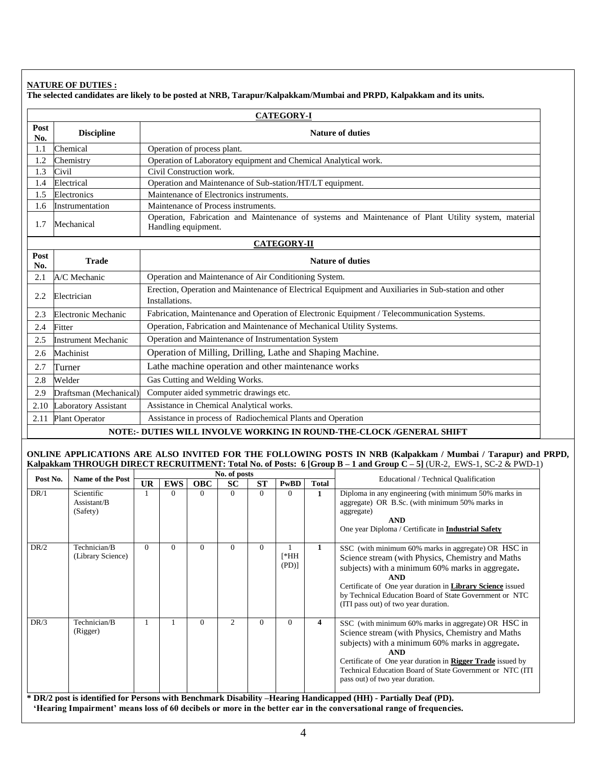**NATURE OF DUTIES :**

**The selected candidates are likely to be posted at NRB, Tarapur/Kalpakkam/Mumbai and PRPD, Kalpakkam and its units.**

| **CATEGORY-I** | | |
|---|---|---|
| **Post No.** | **Discipline** | **Nature of duties** |
| 1.1 | Chemical | Operation of process plant. |
| 1.2 | Chemistry | Operation of Laboratory equipment and Chemical Analytical work. |
| 1.3 | Civil | Civil Construction work. |
| 1.4 | Electrical | Operation and Maintenance of Sub-station/HT/LT equipment. |
| 1.5 | Electronics | Maintenance of Electronics instruments. |
| 1.6 | Instrumentation | Maintenance of Process instruments. |
| 1.7 | Mechanical | Operation, Fabrication and Maintenance of systems and Maintenance of Plant Utility system, material Handling equipment. |

| **CATEGORY-II** | | |
|---|---|---|
| **Post No.** | **Trade** | **Nature of duties** |
| 2.1 | A/C Mechanic | Operation and Maintenance of Air Conditioning System. |
| 2.2 | Electrician | Erection, Operation and Maintenance of Electrical Equipment and Auxiliaries in Sub-station and other Installations. |
| 2.3 | Electronic Mechanic | Fabrication, Maintenance and Operation of Electronic Equipment / Telecommunication Systems. |
| 2.4 | Fitter | Operation, Fabrication and Maintenance of Mechanical Utility Systems. |
| 2.5 | Instrument Mechanic | Operation and Maintenance of Instrumentation System |
| 2.6 | Machinist | Operation of Milling, Drilling, Lathe and Shaping Machine. |
| 2.7 | Turner | Lathe machine operation and other maintenance works |
| 2.8 | Welder | Gas Cutting and Welding Works. |
| 2.9 | Draftsman (Mechanical) | Computer aided symmetric drawings etc. |
| 2.10 | Laboratory Assistant | Assistance in Chemical Analytical works. |
| 2.11 | Plant Operator | Assistance in process of Radiochemical Plants and Operation |

**NOTE:- DUTIES WILL INVOLVE WORKING IN ROUND-THE-CLOCK /GENERAL SHIFT**

**ONLINE APPLICATIONS ARE ALSO INVITED FOR THE FOLLOWING POSTS IN NRB (Kalpakkam / Mumbai / Tarapur) and PRPD, Kalpakkam THROUGH DIRECT RECRUITMENT: Total No. of Posts: 6 [Group B – 1 and Group C – 5]** (UR-2, EWS-1, SC-2 & PWD-1)

| Post No. | Name of the Post | No. of posts | | | | | | | Educational / Technical Qualification |
|---|---|---|---|---|---|---|---|---|---|
| | | **UR** | **EWS** | **OBC** | **SC** | **ST** | **PwBD** | **Total** | |
| DR/1 | Scientific Assistant/B (Safety) | 1 | 0 | 0 | 0 | 0 | 0 | **1** | Diploma in any engineering (with minimum 50% marks in aggregate) OR B.Sc. (with minimum 50% marks in aggregate) **AND** One year Diploma / Certificate in **Industrial Safety** |
| DR/2 | Technician/B (Library Science) | 0 | 0 | 0 | 0 | 0 | 1 [*HH (PD)] | **1** | SSC (with minimum 60% marks in aggregate) OR HSC in Science stream (with Physics, Chemistry and Maths subjects) with a minimum 60% marks in aggregate. **AND** Certificate of One year duration in **Library Science** issued by Technical Education Board of State Government or NTC (ITI pass out) of two year duration. |
| DR/3 | Technician/B (Rigger) | 1 | 1 | 0 | 2 | 0 | 0 | **4** | SSC (with minimum 60% marks in aggregate) OR HSC in Science stream (with Physics, Chemistry and Maths subjects) with a minimum 60% marks in aggregate. **AND** Certificate of One year duration in **Rigger Trade** issued by Technical Education Board of State Government or NTC (ITI pass out) of two year duration. |

**\* DR/2 post is identified for Persons with Benchmark Disability –Hearing Handicapped (HH) - Partially Deaf (PD).**
**'Hearing Impairment' means loss of 60 decibels or more in the better ear in the conversational range of frequencies.**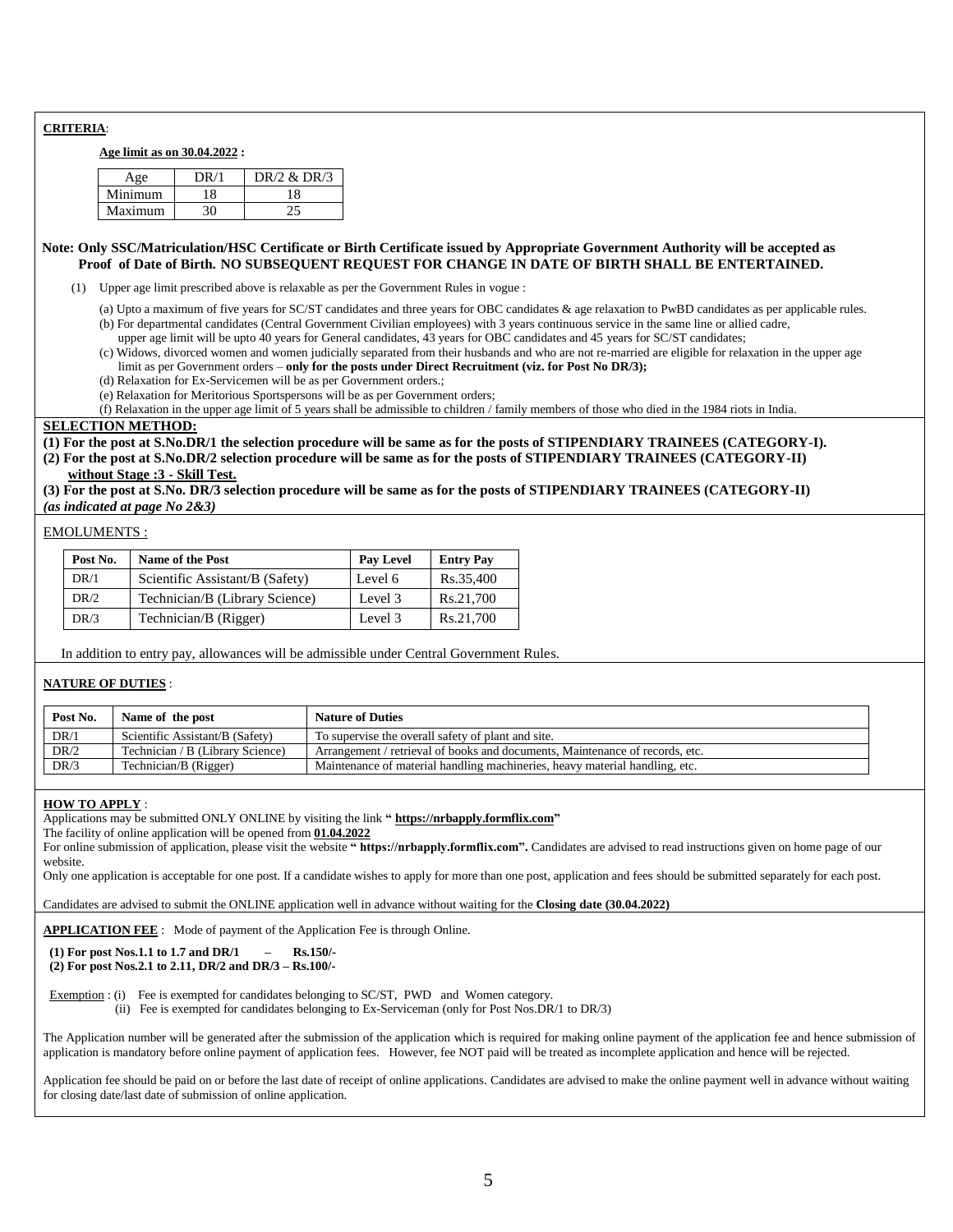**CRITERIA**:

**Age limit as on 30.04.2022 :**

| Age | DR/1 | DR/2 & DR/3 |
|---|---|---|
| Minimum | 18 | 18 |
| Maximum | 30 | 25 |

**Note: Only SSC/Matriculation/HSC Certificate or Birth Certificate issued by Appropriate Government Authority will be accepted as Proof of Date of Birth. NO SUBSEQUENT REQUEST FOR CHANGE IN DATE OF BIRTH SHALL BE ENTERTAINED.**

(1) Upper age limit prescribed above is relaxable as per the Government Rules in vogue :

(a) Upto a maximum of five years for SC/ST candidates and three years for OBC candidates & age relaxation to PwBD candidates as per applicable rules.
(b) For departmental candidates (Central Government Civilian employees) with 3 years continuous service in the same line or allied cadre, upper age limit will be upto 40 years for General candidates, 43 years for OBC candidates and 45 years for SC/ST candidates;
(c) Widows, divorced women and women judicially separated from their husbands and who are not re-married are eligible for relaxation in the upper age limit as per Government orders – **only for the posts under Direct Recruitment (viz. for Post No DR/3);**
(d) Relaxation for Ex-Servicemen will be as per Government orders.;
(e) Relaxation for Meritorious Sportspersons will be as per Government orders;
(f) Relaxation in the upper age limit of 5 years shall be admissible to children / family members of those who died in the 1984 riots in India.

**SELECTION METHOD:**

**(1) For the post at S.No.DR/1 the selection procedure will be same as for the posts of STIPENDIARY TRAINEES (CATEGORY-I).**
**(2) For the post at S.No.DR/2 selection procedure will be same as for the posts of STIPENDIARY TRAINEES (CATEGORY-II) without Stage :3 - Skill Test.**
**(3) For the post at S.No. DR/3 selection procedure will be same as for the posts of STIPENDIARY TRAINEES (CATEGORY-II)** ***(as indicated at page No 2&3)***

EMOLUMENTS :

| Post No. | Name of the Post | Pay Level | Entry Pay |
|---|---|---|---|
| DR/1 | Scientific Assistant/B (Safety) | Level 6 | Rs.35,400 |
| DR/2 | Technician/B (Library Science) | Level 3 | Rs.21,700 |
| DR/3 | Technician/B (Rigger) | Level 3 | Rs.21,700 |

In addition to entry pay, allowances will be admissible under Central Government Rules.

**NATURE OF DUTIES** :

| Post No. | Name of the post | Nature of Duties |
|---|---|---|
| DR/1 | Scientific Assistant/B (Safety) | To supervise the overall safety of plant and site. |
| DR/2 | Technician / B (Library Science) | Arrangement / retrieval of books and documents, Maintenance of records, etc. |
| DR/3 | Technician/B (Rigger) | Maintenance of material handling machineries, heavy material handling, etc. |

**HOW TO APPLY** :

Applications may be submitted ONLY ONLINE by visiting the link **" https://nrbapply.formflix.com"**

The facility of online application will be opened from **01.04.2022**

For online submission of application, please visit the website **" https://nrbapply.formflix.com".** Candidates are advised to read instructions given on home page of our website.

Only one application is acceptable for one post. If a candidate wishes to apply for more than one post, application and fees should be submitted separately for each post.

Candidates are advised to submit the ONLINE application well in advance without waiting for the **Closing date (30.04.2022)**

**APPLICATION FEE** : Mode of payment of the Application Fee is through Online.

**(1) For post Nos.1.1 to 1.7 and DR/1 – Rs.150/-**
**(2) For post Nos.2.1 to 2.11, DR/2 and DR/3 – Rs.100/-**

Exemption : (i) Fee is exempted for candidates belonging to SC/ST, PWD and Women category.
(ii) Fee is exempted for candidates belonging to Ex-Serviceman (only for Post Nos.DR/1 to DR/3)

The Application number will be generated after the submission of the application which is required for making online payment of the application fee and hence submission of application is mandatory before online payment of application fees. However, fee NOT paid will be treated as incomplete application and hence will be rejected.

Application fee should be paid on or before the last date of receipt of online applications. Candidates are advised to make the online payment well in advance without waiting for closing date/last date of submission of online application.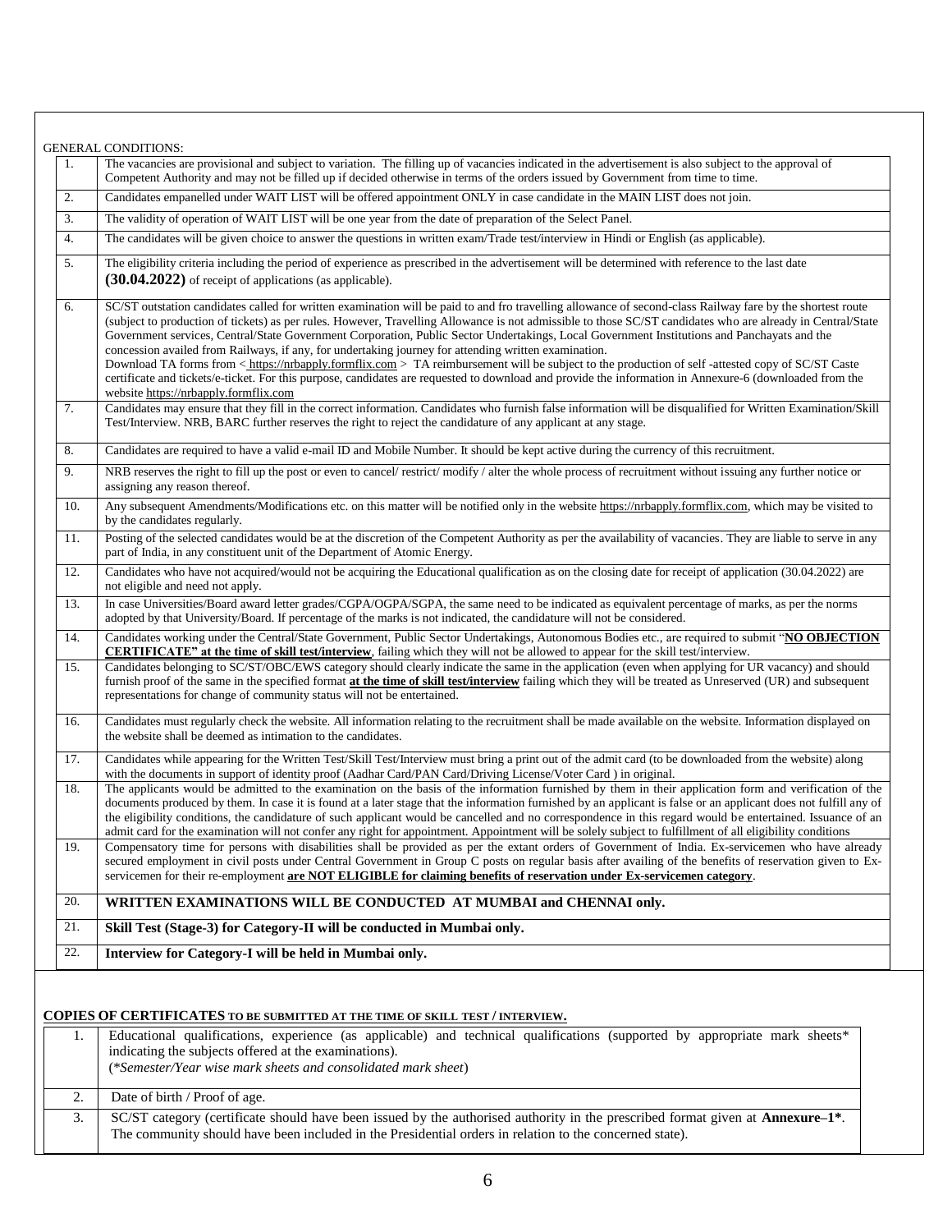GENERAL CONDITIONS:

| | |
|---|---|
| 1. | The vacancies are provisional and subject to variation. The filling up of vacancies indicated in the advertisement is also subject to the approval of Competent Authority and may not be filled up if decided otherwise in terms of the orders issued by Government from time to time. |
| 2. | Candidates empanelled under WAIT LIST will be offered appointment ONLY in case candidate in the MAIN LIST does not join. |
| 3. | The validity of operation of WAIT LIST will be one year from the date of preparation of the Select Panel. |
| 4. | The candidates will be given choice to answer the questions in written exam/Trade test/interview in Hindi or English (as applicable). |
| 5. | The eligibility criteria including the period of experience as prescribed in the advertisement will be determined with reference to the last date **(30.04.2022)** of receipt of applications (as applicable). |
| 6. | SC/ST outstation candidates called for written examination will be paid to and fro travelling allowance of second-class Railway fare by the shortest route (subject to production of tickets) as per rules. However, Travelling Allowance is not admissible to those SC/ST candidates who are already in Central/State Government services, Central/State Government Corporation, Public Sector Undertakings, Local Government Institutions and Panchayats and the concession availed from Railways, if any, for undertaking journey for attending written examination. Download TA forms from < https://nrbapply.formflix.com > TA reimbursement will be subject to the production of self -attested copy of SC/ST Caste certificate and tickets/e-ticket. For this purpose, candidates are requested to download and provide the information in Annexure-6 (downloaded from the website https://nrbapply.formflix.com |
| 7. | Candidates may ensure that they fill in the correct information. Candidates who furnish false information will be disqualified for Written Examination/Skill Test/Interview. NRB, BARC further reserves the right to reject the candidature of any applicant at any stage. |
| 8. | Candidates are required to have a valid e-mail ID and Mobile Number. It should be kept active during the currency of this recruitment. |
| 9. | NRB reserves the right to fill up the post or even to cancel/ restrict/ modify / alter the whole process of recruitment without issuing any further notice or assigning any reason thereof. |
| 10. | Any subsequent Amendments/Modifications etc. on this matter will be notified only in the website https://nrbapply.formflix.com, which may be visited to by the candidates regularly. |
| 11. | Posting of the selected candidates would be at the discretion of the Competent Authority as per the availability of vacancies. They are liable to serve in any part of India, in any constituent unit of the Department of Atomic Energy. |
| 12. | Candidates who have not acquired/would not be acquiring the Educational qualification as on the closing date for receipt of application (30.04.2022) are not eligible and need not apply. |
| 13. | In case Universities/Board award letter grades/CGPA/OGPA/SGPA, the same need to be indicated as equivalent percentage of marks, as per the norms adopted by that University/Board. If percentage of the marks is not indicated, the candidature will not be considered. |
| 14. | Candidates working under the Central/State Government, Public Sector Undertakings, Autonomous Bodies etc., are required to submit "**NO OBJECTION CERTIFICATE" at the time of skill test/interview**, failing which they will not be allowed to appear for the skill test/interview. |
| 15. | Candidates belonging to SC/ST/OBC/EWS category should clearly indicate the same in the application (even when applying for UR vacancy) and should furnish proof of the same in the specified format **at the time of skill test/interview** failing which they will be treated as Unreserved (UR) and subsequent representations for change of community status will not be entertained. |
| 16. | Candidates must regularly check the website. All information relating to the recruitment shall be made available on the website. Information displayed on the website shall be deemed as intimation to the candidates. |
| 17. | Candidates while appearing for the Written Test/Skill Test/Interview must bring a print out of the admit card (to be downloaded from the website) along with the documents in support of identity proof (Aadhar Card/PAN Card/Driving License/Voter Card ) in original. |
| 18. | The applicants would be admitted to the examination on the basis of the information furnished by them in their application form and verification of the documents produced by them. In case it is found at a later stage that the information furnished by an applicant is false or an applicant does not fulfill any of the eligibility conditions, the candidature of such applicant would be cancelled and no correspondence in this regard would be entertained. Issuance of an admit card for the examination will not confer any right for appointment. Appointment will be solely subject to fulfillment of all eligibility conditions |
| 19. | Compensatory time for persons with disabilities shall be provided as per the extant orders of Government of India. Ex-servicemen who have already secured employment in civil posts under Central Government in Group C posts on regular basis after availing of the benefits of reservation given to Ex-servicemen for their re-employment **are NOT ELIGIBLE for claiming benefits of reservation under Ex-servicemen category**. |
| 20. | **WRITTEN EXAMINATIONS WILL BE CONDUCTED AT MUMBAI and CHENNAI only.** |
| 21. | **Skill Test (Stage-3) for Category-II will be conducted in Mumbai only.** |
| 22. | **Interview for Category-I will be held in Mumbai only.** |

**COPIES OF CERTIFICATES TO BE SUBMITTED AT THE TIME OF SKILL TEST / INTERVIEW.**

| | |
|---|---|
| 1. | Educational qualifications, experience (as applicable) and technical qualifications (supported by appropriate mark sheets* indicating the subjects offered at the examinations). (*Semester/Year wise mark sheets and consolidated mark sheet*) |
| 2. | Date of birth / Proof of age. |
| 3. | SC/ST category (certificate should have been issued by the authorised authority in the prescribed format given at **Annexure–1***. The community should have been included in the Presidential orders in relation to the concerned state). |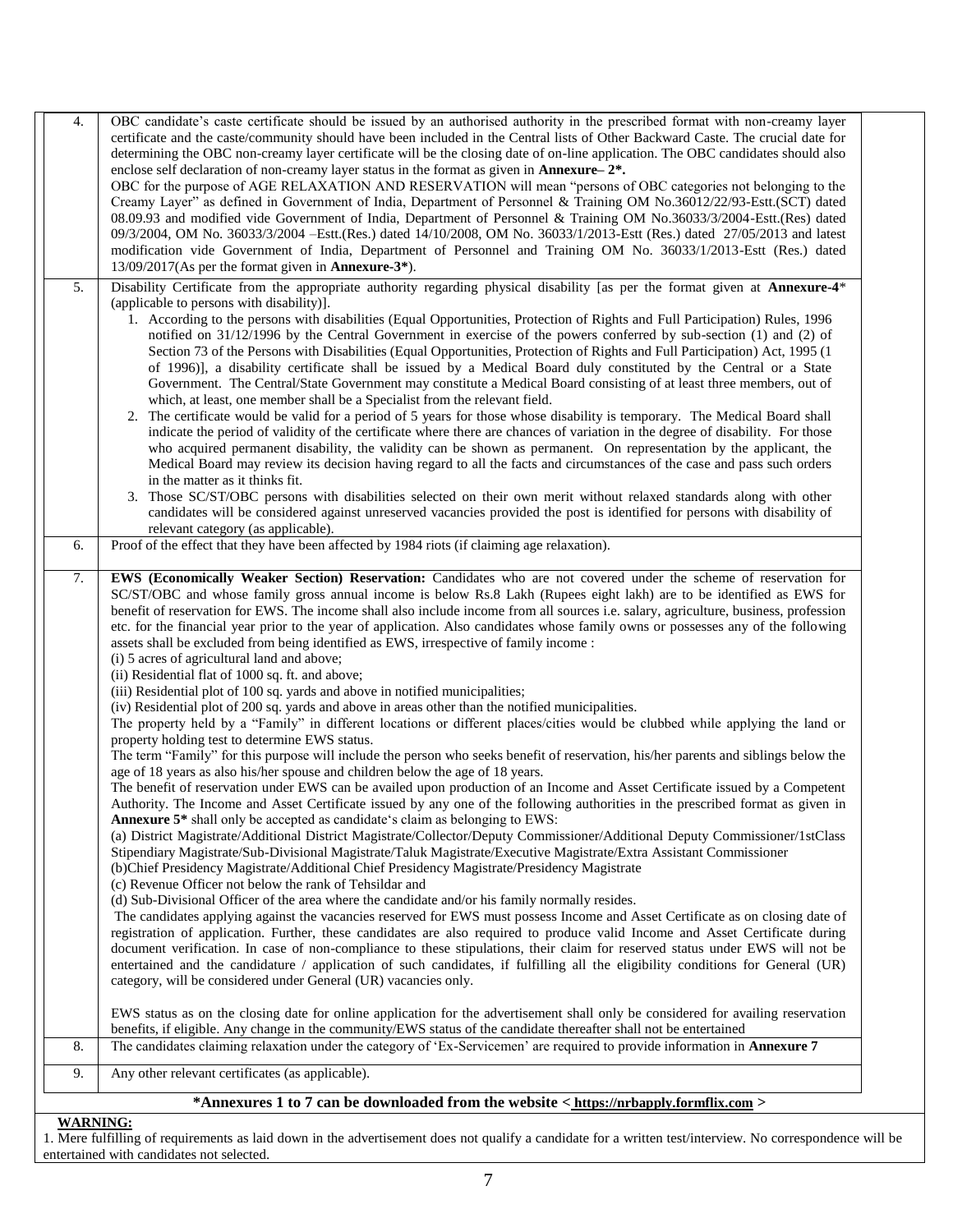| | |
|---|---|
| 4. | OBC candidate's caste certificate should be issued by an authorised authority in the prescribed format with non-creamy layer certificate and the caste/community should have been included in the Central lists of Other Backward Caste. The crucial date for determining the OBC non-creamy layer certificate will be the closing date of on-line application. The OBC candidates should also enclose self declaration of non-creamy layer status in the format as given in **Annexure– 2*.**<br>OBC for the purpose of AGE RELAXATION AND RESERVATION will mean "persons of OBC categories not belonging to the Creamy Layer" as defined in Government of India, Department of Personnel & Training OM No.36012/22/93-Estt.(SCT) dated 08.09.93 and modified vide Government of India, Department of Personnel & Training OM No.36033/3/2004-Estt.(Res) dated 09/3/2004, OM No. 36033/3/2004 –Estt.(Res.) dated 14/10/2008, OM No. 36033/1/2013-Estt (Res.) dated 27/05/2013 and latest modification vide Government of India, Department of Personnel and Training OM No. 36033/1/2013-Estt (Res.) dated 13/09/2017(As per the format given in **Annexure-3***). |
| 5. | Disability Certificate from the appropriate authority regarding physical disability [as per the format given at **Annexure-4*** (applicable to persons with disability)].<br>1. According to the persons with disabilities (Equal Opportunities, Protection of Rights and Full Participation) Rules, 1996 notified on 31/12/1996 by the Central Government in exercise of the powers conferred by sub-section (1) and (2) of Section 73 of the Persons with Disabilities (Equal Opportunities, Protection of Rights and Full Participation) Act, 1995 (1 of 1996)], a disability certificate shall be issued by a Medical Board duly constituted by the Central or a State Government. The Central/State Government may constitute a Medical Board consisting of at least three members, out of which, at least, one member shall be a Specialist from the relevant field.<br>2. The certificate would be valid for a period of 5 years for those whose disability is temporary. The Medical Board shall indicate the period of validity of the certificate where there are chances of variation in the degree of disability. For those who acquired permanent disability, the validity can be shown as permanent. On representation by the applicant, the Medical Board may review its decision having regard to all the facts and circumstances of the case and pass such orders in the matter as it thinks fit.<br>3. Those SC/ST/OBC persons with disabilities selected on their own merit without relaxed standards along with other candidates will be considered against unreserved vacancies provided the post is identified for persons with disability of relevant category (as applicable). |
| 6. | Proof of the effect that they have been affected by 1984 riots (if claiming age relaxation). |
| 7. | **EWS (Economically Weaker Section) Reservation:** Candidates who are not covered under the scheme of reservation for SC/ST/OBC and whose family gross annual income is below Rs.8 Lakh (Rupees eight lakh) are to be identified as EWS for benefit of reservation for EWS. The income shall also include income from all sources i.e. salary, agriculture, business, profession etc. for the financial year prior to the year of application. Also candidates whose family owns or possesses any of the following assets shall be excluded from being identified as EWS, irrespective of family income :<br>(i) 5 acres of agricultural land and above;<br>(ii) Residential flat of 1000 sq. ft. and above;<br>(iii) Residential plot of 100 sq. yards and above in notified municipalities;<br>(iv) Residential plot of 200 sq. yards and above in areas other than the notified municipalities.<br>The property held by a "Family" in different locations or different places/cities would be clubbed while applying the land or property holding test to determine EWS status.<br>The term "Family" for this purpose will include the person who seeks benefit of reservation, his/her parents and siblings below the age of 18 years as also his/her spouse and children below the age of 18 years.<br>The benefit of reservation under EWS can be availed upon production of an Income and Asset Certificate issued by a Competent Authority. The Income and Asset Certificate issued by any one of the following authorities in the prescribed format as given in **Annexure 5*** shall only be accepted as candidate's claim as belonging to EWS:<br>(a) District Magistrate/Additional District Magistrate/Collector/Deputy Commissioner/Additional Deputy Commissioner/1stClass Stipendiary Magistrate/Sub-Divisional Magistrate/Taluk Magistrate/Executive Magistrate/Extra Assistant Commissioner<br>(b)Chief Presidency Magistrate/Additional Chief Presidency Magistrate/Presidency Magistrate<br>(c) Revenue Officer not below the rank of Tehsildar and<br>(d) Sub-Divisional Officer of the area where the candidate and/or his family normally resides.<br>The candidates applying against the vacancies reserved for EWS must possess Income and Asset Certificate as on closing date of registration of application. Further, these candidates are also required to produce valid Income and Asset Certificate during document verification. In case of non-compliance to these stipulations, their claim for reserved status under EWS will not be entertained and the candidature / application of such candidates, if fulfilling all the eligibility conditions for General (UR) category, will be considered under General (UR) vacancies only.<br><br>EWS status as on the closing date for online application for the advertisement shall only be considered for availing reservation benefits, if eligible. Any change in the community/EWS status of the candidate thereafter shall not be entertained |
| 8. | The candidates claiming relaxation under the category of 'Ex-Servicemen' are required to provide information in **Annexure 7** |
| 9. | Any other relevant certificates (as applicable). |

**\*Annexures 1 to 7 can be downloaded from the website < https://nrbapply.formflix.com >**

**WARNING:**

1. Mere fulfilling of requirements as laid down in the advertisement does not qualify a candidate for a written test/interview. No correspondence will be entertained with candidates not selected.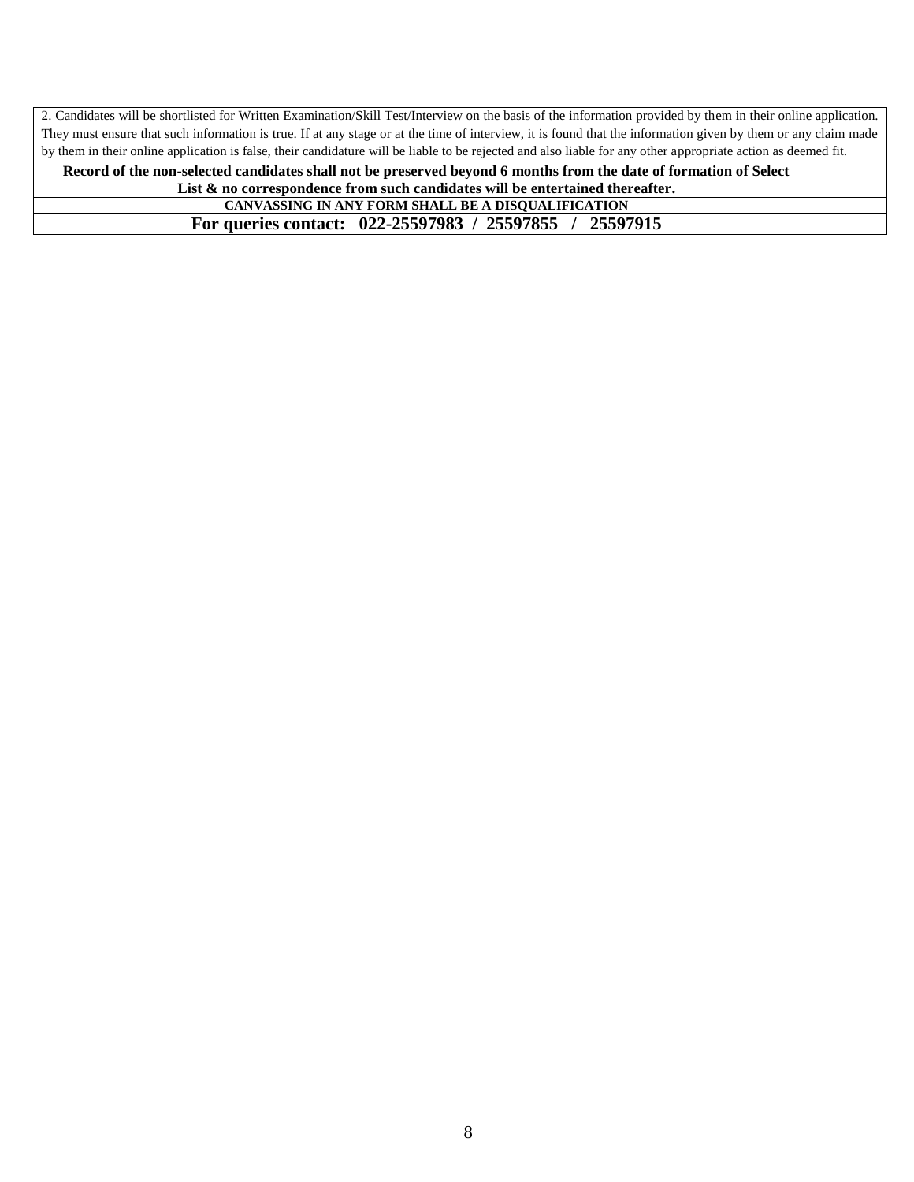2. Candidates will be shortlisted for Written Examination/Skill Test/Interview on the basis of the information provided by them in their online application. They must ensure that such information is true. If at any stage or at the time of interview, it is found that the information given by them or any claim made by them in their online application is false, their candidature will be liable to be rejected and also liable for any other appropriate action as deemed fit.

**Record of the non-selected candidates shall not be preserved beyond 6 months from the date of formation of Select List & no correspondence from such candidates will be entertained thereafter.**

**CANVASSING IN ANY FORM SHALL BE A DISQUALIFICATION**

**For queries contact: 022-25597983 / 25597855 / 25597915**